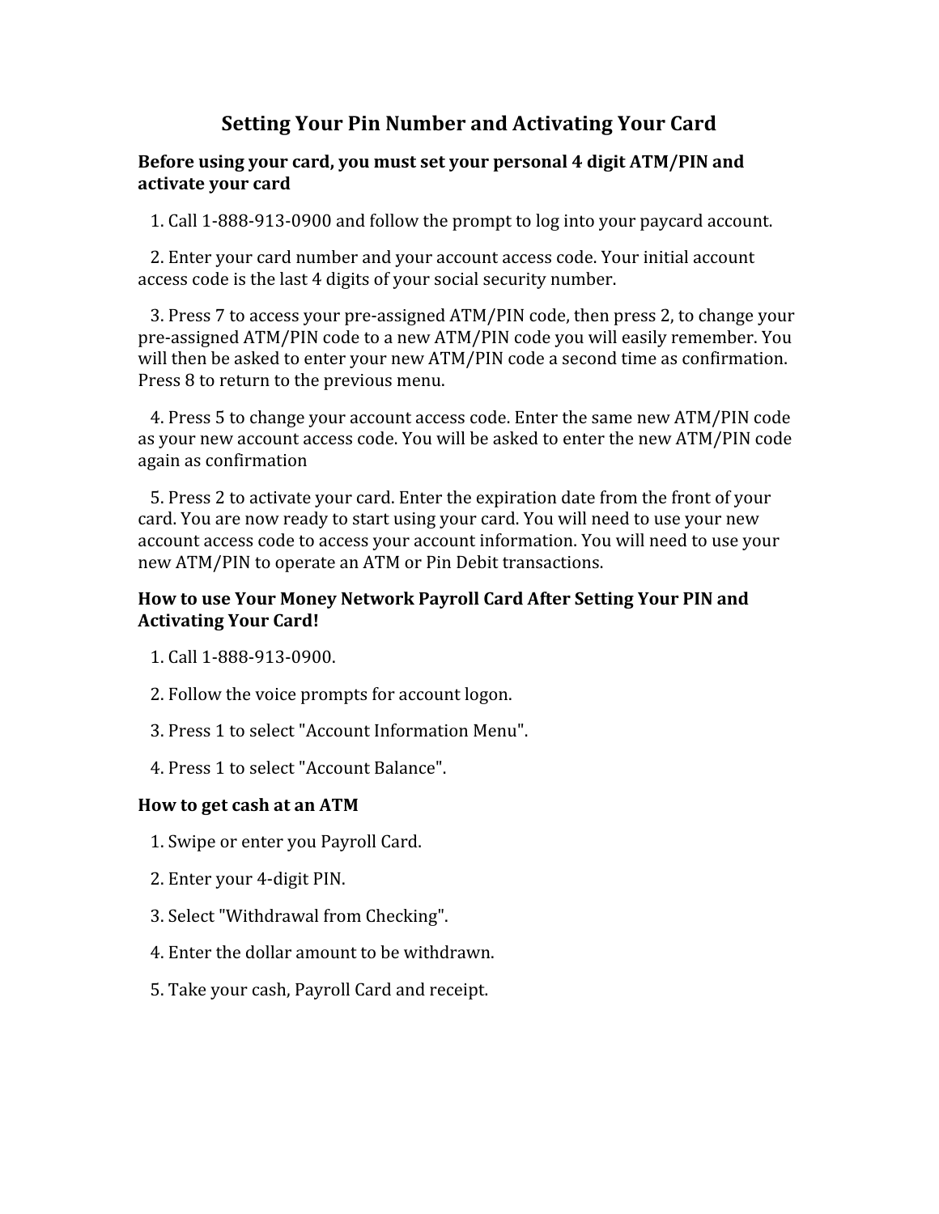# Setting Your Pin Number and Activating Your Card

**Before using your card, you must set your personal 4 digit ATM/PIN and activate your card**

1. Call 1-888-913-0900 and follow the prompt to log into your paycard account.

2. Enter your card number and your account access code. Your initial account access code is the last 4 digits of your social security number.

3. Press 7 to access your pre-assigned ATM/PIN code, then press 2, to change your pre-assigned ATM/PIN code to a new ATM/PIN code you will easily remember. You will then be asked to enter your new ATM/PIN code a second time as confirmation. Press 8 to return to the previous menu.

4. Press 5 to change your account access code. Enter the same new ATM/PIN code as your new account access code. You will be asked to enter the new ATM/PIN code again as confirmation

5. Press 2 to activate your card. Enter the expiration date from the front of your card. You are now ready to start using your card. You will need to use your new account access code to access your account information. You will need to use your new ATM/PIN to operate an ATM or Pin Debit transactions.

**How to use Your Money Network Payroll Card After Setting Your PIN and Activating Your Card!**

1. Call 1-888-913-0900.

2. Follow the voice prompts for account logon.

3. Press 1 to select "Account Information Menu".

4. Press 1 to select "Account Balance".

**How to get cash at an ATM**

1. Swipe or enter you Payroll Card.

2. Enter your 4-digit PIN.

3. Select "Withdrawal from Checking".

4. Enter the dollar amount to be withdrawn.

5. Take your cash, Payroll Card and receipt.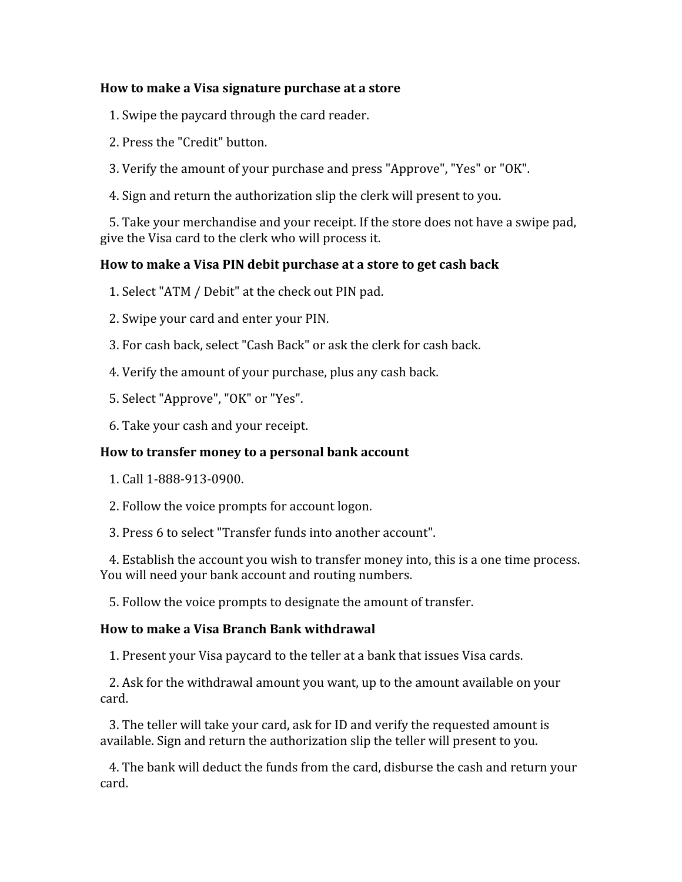**How to make a Visa signature purchase at a store**

1. Swipe the paycard through the card reader.
2. Press the "Credit" button.
3. Verify the amount of your purchase and press "Approve", "Yes" or "OK".
4. Sign and return the authorization slip the clerk will present to you.
5. Take your merchandise and your receipt. If the store does not have a swipe pad, give the Visa card to the clerk who will process it.

**How to make a Visa PIN debit purchase at a store to get cash back**

1. Select "ATM / Debit" at the check out PIN pad.
2. Swipe your card and enter your PIN.
3. For cash back, select "Cash Back" or ask the clerk for cash back.
4. Verify the amount of your purchase, plus any cash back.
5. Select "Approve", "OK" or "Yes".
6. Take your cash and your receipt.

**How to transfer money to a personal bank account**

1. Call 1-888-913-0900.
2. Follow the voice prompts for account logon.
3. Press 6 to select "Transfer funds into another account".
4. Establish the account you wish to transfer money into, this is a one time process. You will need your bank account and routing numbers.
5. Follow the voice prompts to designate the amount of transfer.

**How to make a Visa Branch Bank withdrawal**

1. Present your Visa paycard to the teller at a bank that issues Visa cards.
2. Ask for the withdrawal amount you want, up to the amount available on your card.
3. The teller will take your card, ask for ID and verify the requested amount is available. Sign and return the authorization slip the teller will present to you.
4. The bank will deduct the funds from the card, disburse the cash and return your card.